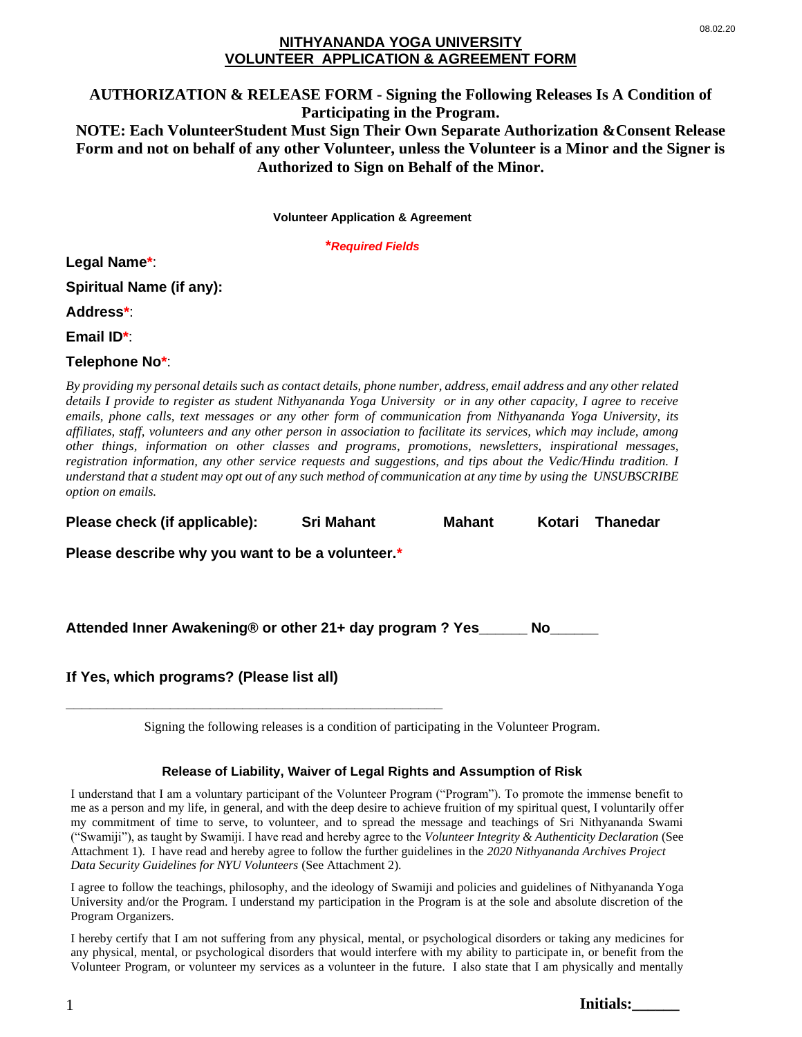08.02.20

# NITHYANANDA YOGA UNIVERSITY
# VOLUNTEER APPLICATION & AGREEMENT FORM

## AUTHORIZATION & RELEASE FORM - Signing the Following Releases Is A Condition of Participating in the Program.

## NOTE: Each VolunteerStudent Must Sign Their Own Separate Authorization &Consent Release Form and not on behalf of any other Volunteer, unless the Volunteer is a Minor and the Signer is Authorized to Sign on Behalf of the Minor.

**Volunteer Application & Agreement**

***Required Fields**

**Legal Name***:

**Spiritual Name (if any):**

**Address***:

**Email ID***:

**Telephone No***:

*By providing my personal details such as contact details, phone number, address, email address and any other related details I provide to register as student Nithyananda Yoga University or in any other capacity, I agree to receive emails, phone calls, text messages or any other form of communication from Nithyananda Yoga University, its affiliates, staff, volunteers and any other person in association to facilitate its services, which may include, among other things, information on other classes and programs, promotions, newsletters, inspirational messages, registration information, any other service requests and suggestions, and tips about the Vedic/Hindu tradition. I understand that a student may opt out of any such method of communication at any time by using the UNSUBSCRIBE option on emails.*

**Please check (if applicable):** **Sri Mahant** **Mahant** **Kotari** **Thanedar**

**Please describe why you want to be a volunteer.***

**Attended Inner Awakening® or other 21+ day program ? Yes______ No______**

**If Yes, which programs? (Please list all)**

\_\_\_\_\_\_\_\_\_\_\_\_\_\_\_\_\_\_\_\_\_\_\_\_\_\_\_\_\_\_\_\_\_\_\_\_\_\_\_\_\_\_\_\_\_\_\_\_\_\_\_\_\_\_\_\_\_\_

Signing the following releases is a condition of participating in the Volunteer Program.

### Release of Liability, Waiver of Legal Rights and Assumption of Risk

I understand that I am a voluntary participant of the Volunteer Program ("Program"). To promote the immense benefit to me as a person and my life, in general, and with the deep desire to achieve fruition of my spiritual quest, I voluntarily offer my commitment of time to serve, to volunteer, and to spread the message and teachings of Sri Nithyananda Swami ("Swamiji"), as taught by Swamiji. I have read and hereby agree to the *Volunteer Integrity & Authenticity Declaration* (See Attachment 1). I have read and hereby agree to follow the further guidelines in the *2020 Nithyananda Archives Project Data Security Guidelines for NYU Volunteers* (See Attachment 2).

I agree to follow the teachings, philosophy, and the ideology of Swamiji and policies and guidelines of Nithyananda Yoga University and/or the Program. I understand my participation in the Program is at the sole and absolute discretion of the Program Organizers.

I hereby certify that I am not suffering from any physical, mental, or psychological disorders or taking any medicines for any physical, mental, or psychological disorders that would interfere with my ability to participate in, or benefit from the Volunteer Program, or volunteer my services as a volunteer in the future. I also state that I am physically and mentally

**Initials:______**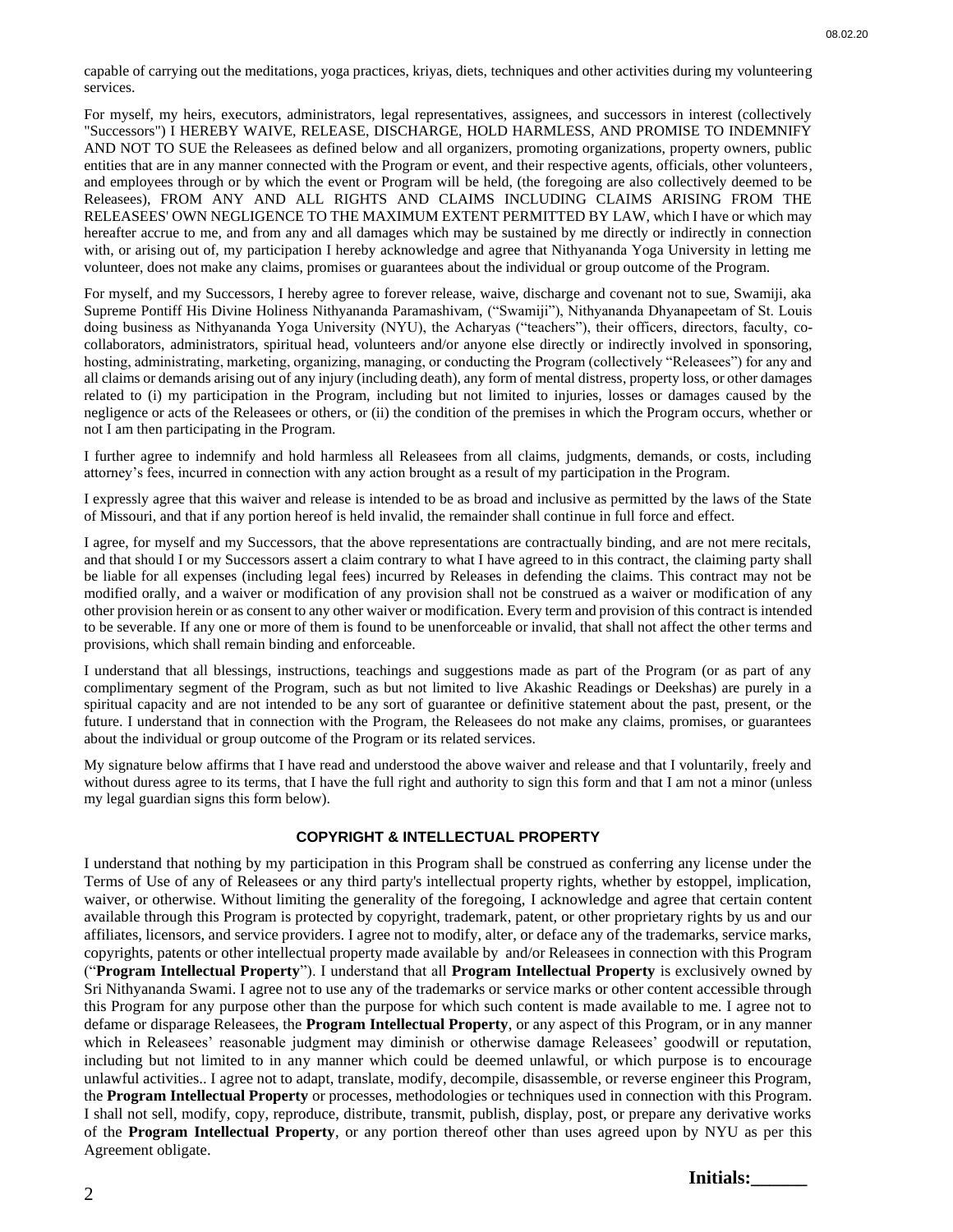capable of carrying out the meditations, yoga practices, kriyas, diets, techniques and other activities during my volunteering services.

For myself, my heirs, executors, administrators, legal representatives, assignees, and successors in interest (collectively "Successors") I HEREBY WAIVE, RELEASE, DISCHARGE, HOLD HARMLESS, AND PROMISE TO INDEMNIFY AND NOT TO SUE the Releasees as defined below and all organizers, promoting organizations, property owners, public entities that are in any manner connected with the Program or event, and their respective agents, officials, other volunteers, and employees through or by which the event or Program will be held, (the foregoing are also collectively deemed to be Releasees), FROM ANY AND ALL RIGHTS AND CLAIMS INCLUDING CLAIMS ARISING FROM THE RELEASEES' OWN NEGLIGENCE TO THE MAXIMUM EXTENT PERMITTED BY LAW, which I have or which may hereafter accrue to me, and from any and all damages which may be sustained by me directly or indirectly in connection with, or arising out of, my participation I hereby acknowledge and agree that Nithyananda Yoga University in letting me volunteer, does not make any claims, promises or guarantees about the individual or group outcome of the Program.

For myself, and my Successors, I hereby agree to forever release, waive, discharge and covenant not to sue, Swamiji, aka Supreme Pontiff His Divine Holiness Nithyananda Paramashivam, ("Swamiji"), Nithyananda Dhyanapeetam of St. Louis doing business as Nithyananda Yoga University (NYU), the Acharyas ("teachers"), their officers, directors, faculty, co-collaborators, administrators, spiritual head, volunteers and/or anyone else directly or indirectly involved in sponsoring, hosting, administrating, marketing, organizing, managing, or conducting the Program (collectively "Releasees") for any and all claims or demands arising out of any injury (including death), any form of mental distress, property loss, or other damages related to (i) my participation in the Program, including but not limited to injuries, losses or damages caused by the negligence or acts of the Releasees or others, or (ii) the condition of the premises in which the Program occurs, whether or not I am then participating in the Program.

I further agree to indemnify and hold harmless all Releasees from all claims, judgments, demands, or costs, including attorney's fees, incurred in connection with any action brought as a result of my participation in the Program.

I expressly agree that this waiver and release is intended to be as broad and inclusive as permitted by the laws of the State of Missouri, and that if any portion hereof is held invalid, the remainder shall continue in full force and effect.

I agree, for myself and my Successors, that the above representations are contractually binding, and are not mere recitals, and that should I or my Successors assert a claim contrary to what I have agreed to in this contract, the claiming party shall be liable for all expenses (including legal fees) incurred by Releases in defending the claims. This contract may not be modified orally, and a waiver or modification of any provision shall not be construed as a waiver or modification of any other provision herein or as consent to any other waiver or modification. Every term and provision of this contract is intended to be severable. If any one or more of them is found to be unenforceable or invalid, that shall not affect the other terms and provisions, which shall remain binding and enforceable.

I understand that all blessings, instructions, teachings and suggestions made as part of the Program (or as part of any complimentary segment of the Program, such as but not limited to live Akashic Readings or Deekshas) are purely in a spiritual capacity and are not intended to be any sort of guarantee or definitive statement about the past, present, or the future. I understand that in connection with the Program, the Releasees do not make any claims, promises, or guarantees about the individual or group outcome of the Program or its related services.

My signature below affirms that I have read and understood the above waiver and release and that I voluntarily, freely and without duress agree to its terms, that I have the full right and authority to sign this form and that I am not a minor (unless my legal guardian signs this form below).

### COPYRIGHT & INTELLECTUAL PROPERTY

I understand that nothing by my participation in this Program shall be construed as conferring any license under the Terms of Use of any of Releasees or any third party's intellectual property rights, whether by estoppel, implication, waiver, or otherwise. Without limiting the generality of the foregoing, I acknowledge and agree that certain content available through this Program is protected by copyright, trademark, patent, or other proprietary rights by us and our affiliates, licensors, and service providers. I agree not to modify, alter, or deface any of the trademarks, service marks, copyrights, patents or other intellectual property made available by and/or Releasees in connection with this Program ("**Program Intellectual Property**"). I understand that all **Program Intellectual Property** is exclusively owned by Sri Nithyananda Swami. I agree not to use any of the trademarks or service marks or other content accessible through this Program for any purpose other than the purpose for which such content is made available to me. I agree not to defame or disparage Releasees, the **Program Intellectual Property**, or any aspect of this Program, or in any manner which in Releasees' reasonable judgment may diminish or otherwise damage Releasees' goodwill or reputation, including but not limited to in any manner which could be deemed unlawful, or which purpose is to encourage unlawful activities.. I agree not to adapt, translate, modify, decompile, disassemble, or reverse engineer this Program, the **Program Intellectual Property** or processes, methodologies or techniques used in connection with this Program. I shall not sell, modify, copy, reproduce, distribute, transmit, publish, display, post, or prepare any derivative works of the **Program Intellectual Property**, or any portion thereof other than uses agreed upon by NYU as per this Agreement obligate.

**Initials:\_\_\_\_\_\_**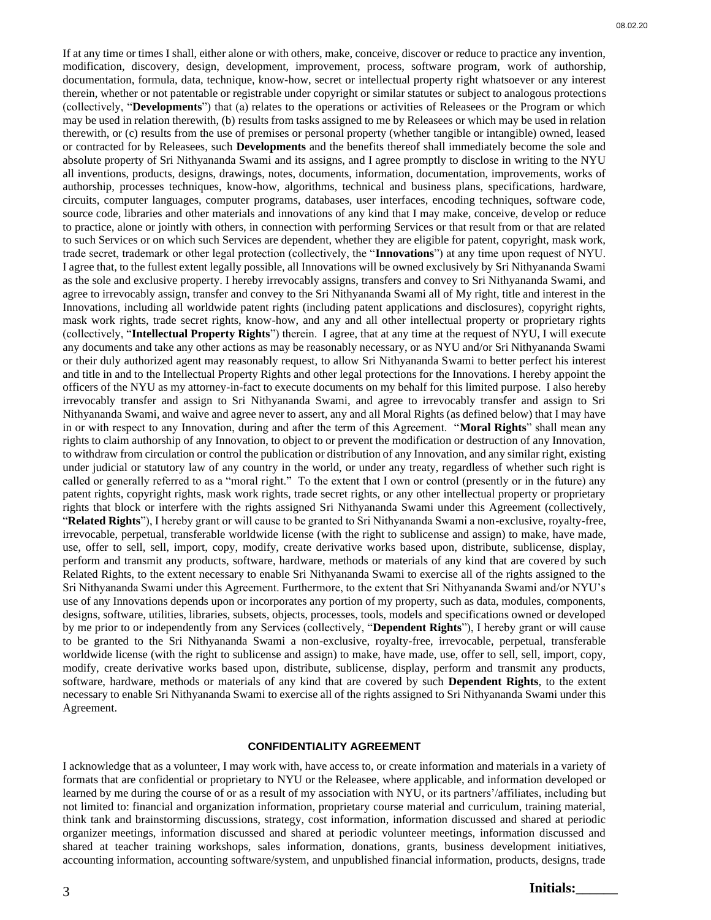If at any time or times I shall, either alone or with others, make, conceive, discover or reduce to practice any invention, modification, discovery, design, development, improvement, process, software program, work of authorship, documentation, formula, data, technique, know-how, secret or intellectual property right whatsoever or any interest therein, whether or not patentable or registrable under copyright or similar statutes or subject to analogous protections (collectively, "**Developments**") that (a) relates to the operations or activities of Releasees or the Program or which may be used in relation therewith, (b) results from tasks assigned to me by Releasees or which may be used in relation therewith, or (c) results from the use of premises or personal property (whether tangible or intangible) owned, leased or contracted for by Releasees, such **Developments** and the benefits thereof shall immediately become the sole and absolute property of Sri Nithyananda Swami and its assigns, and I agree promptly to disclose in writing to the NYU all inventions, products, designs, drawings, notes, documents, information, documentation, improvements, works of authorship, processes techniques, know-how, algorithms, technical and business plans, specifications, hardware, circuits, computer languages, computer programs, databases, user interfaces, encoding techniques, software code, source code, libraries and other materials and innovations of any kind that I may make, conceive, develop or reduce to practice, alone or jointly with others, in connection with performing Services or that result from or that are related to such Services or on which such Services are dependent, whether they are eligible for patent, copyright, mask work, trade secret, trademark or other legal protection (collectively, the "**Innovations**") at any time upon request of NYU. I agree that, to the fullest extent legally possible, all Innovations will be owned exclusively by Sri Nithyananda Swami as the sole and exclusive property. I hereby irrevocably assigns, transfers and convey to Sri Nithyananda Swami, and agree to irrevocably assign, transfer and convey to the Sri Nithyananda Swami all of My right, title and interest in the Innovations, including all worldwide patent rights (including patent applications and disclosures), copyright rights, mask work rights, trade secret rights, know-how, and any and all other intellectual property or proprietary rights (collectively, "**Intellectual Property Rights**") therein. I agree, that at any time at the request of NYU, I will execute any documents and take any other actions as may be reasonably necessary, or as NYU and/or Sri Nithyananda Swami or their duly authorized agent may reasonably request, to allow Sri Nithyananda Swami to better perfect his interest and title in and to the Intellectual Property Rights and other legal protections for the Innovations. I hereby appoint the officers of the NYU as my attorney-in-fact to execute documents on my behalf for this limited purpose. I also hereby irrevocably transfer and assign to Sri Nithyananda Swami, and agree to irrevocably transfer and assign to Sri Nithyananda Swami, and waive and agree never to assert, any and all Moral Rights (as defined below) that I may have in or with respect to any Innovation, during and after the term of this Agreement. "**Moral Rights**" shall mean any rights to claim authorship of any Innovation, to object to or prevent the modification or destruction of any Innovation, to withdraw from circulation or control the publication or distribution of any Innovation, and any similar right, existing under judicial or statutory law of any country in the world, or under any treaty, regardless of whether such right is called or generally referred to as a "moral right." To the extent that I own or control (presently or in the future) any patent rights, copyright rights, mask work rights, trade secret rights, or any other intellectual property or proprietary rights that block or interfere with the rights assigned Sri Nithyananda Swami under this Agreement (collectively, "**Related Rights**"), I hereby grant or will cause to be granted to Sri Nithyananda Swami a non-exclusive, royalty-free, irrevocable, perpetual, transferable worldwide license (with the right to sublicense and assign) to make, have made, use, offer to sell, sell, import, copy, modify, create derivative works based upon, distribute, sublicense, display, perform and transmit any products, software, hardware, methods or materials of any kind that are covered by such Related Rights, to the extent necessary to enable Sri Nithyananda Swami to exercise all of the rights assigned to the Sri Nithyananda Swami under this Agreement. Furthermore, to the extent that Sri Nithyananda Swami and/or NYU's use of any Innovations depends upon or incorporates any portion of my property, such as data, modules, components, designs, software, utilities, libraries, subsets, objects, processes, tools, models and specifications owned or developed by me prior to or independently from any Services (collectively, "**Dependent Rights**"), I hereby grant or will cause to be granted to the Sri Nithyananda Swami a non-exclusive, royalty-free, irrevocable, perpetual, transferable worldwide license (with the right to sublicense and assign) to make, have made, use, offer to sell, sell, import, copy, modify, create derivative works based upon, distribute, sublicense, display, perform and transmit any products, software, hardware, methods or materials of any kind that are covered by such **Dependent Rights**, to the extent necessary to enable Sri Nithyananda Swami to exercise all of the rights assigned to Sri Nithyananda Swami under this Agreement.

## CONFIDENTIALITY AGREEMENT

I acknowledge that as a volunteer, I may work with, have access to, or create information and materials in a variety of formats that are confidential or proprietary to NYU or the Releasee, where applicable, and information developed or learned by me during the course of or as a result of my association with NYU, or its partners'/affiliates, including but not limited to: financial and organization information, proprietary course material and curriculum, training material, think tank and brainstorming discussions, strategy, cost information, information discussed and shared at periodic organizer meetings, information discussed and shared at periodic volunteer meetings, information discussed and shared at teacher training workshops, sales information, donations, grants, business development initiatives, accounting information, accounting software/system, and unpublished financial information, products, designs, trade

**Initials:______**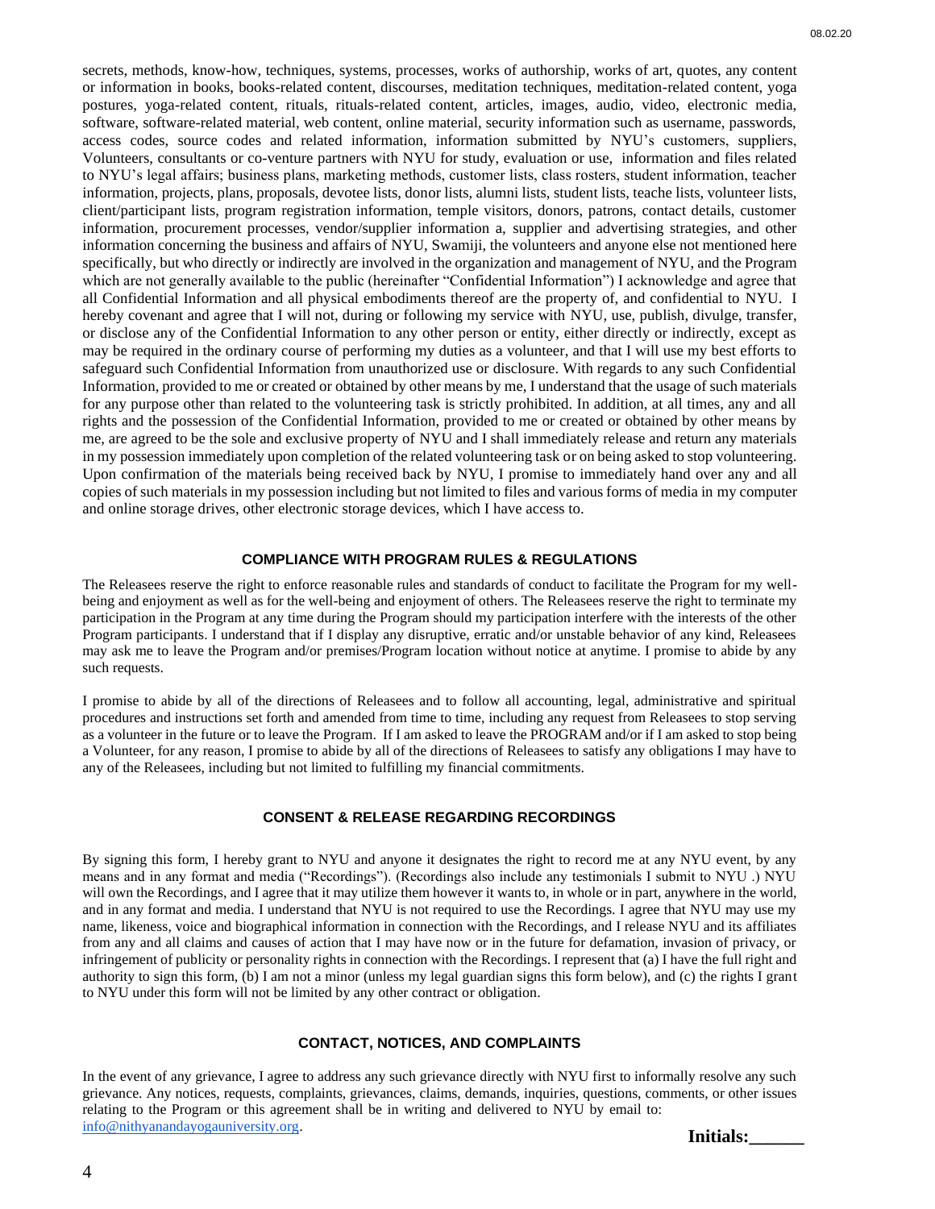secrets, methods, know-how, techniques, systems, processes, works of authorship, works of art, quotes, any content or information in books, books-related content, discourses, meditation techniques, meditation-related content, yoga postures, yoga-related content, rituals, rituals-related content, articles, images, audio, video, electronic media, software, software-related material, web content, online material, security information such as username, passwords, access codes, source codes and related information, information submitted by NYU's customers, suppliers, Volunteers, consultants or co-venture partners with NYU for study, evaluation or use, information and files related to NYU's legal affairs; business plans, marketing methods, customer lists, class rosters, student information, teacher information, projects, plans, proposals, devotee lists, donor lists, alumni lists, student lists, teache lists, volunteer lists, client/participant lists, program registration information, temple visitors, donors, patrons, contact details, customer information, procurement processes, vendor/supplier information a, supplier and advertising strategies, and other information concerning the business and affairs of NYU, Swamiji, the volunteers and anyone else not mentioned here specifically, but who directly or indirectly are involved in the organization and management of NYU, and the Program which are not generally available to the public (hereinafter "Confidential Information") I acknowledge and agree that all Confidential Information and all physical embodiments thereof are the property of, and confidential to NYU. I hereby covenant and agree that I will not, during or following my service with NYU, use, publish, divulge, transfer, or disclose any of the Confidential Information to any other person or entity, either directly or indirectly, except as may be required in the ordinary course of performing my duties as a volunteer, and that I will use my best efforts to safeguard such Confidential Information from unauthorized use or disclosure. With regards to any such Confidential Information, provided to me or created or obtained by other means by me, I understand that the usage of such materials for any purpose other than related to the volunteering task is strictly prohibited. In addition, at all times, any and all rights and the possession of the Confidential Information, provided to me or created or obtained by other means by me, are agreed to be the sole and exclusive property of NYU and I shall immediately release and return any materials in my possession immediately upon completion of the related volunteering task or on being asked to stop volunteering. Upon confirmation of the materials being received back by NYU, I promise to immediately hand over any and all copies of such materials in my possession including but not limited to files and various forms of media in my computer and online storage drives, other electronic storage devices, which I have access to.

## COMPLIANCE WITH PROGRAM RULES & REGULATIONS

The Releasees reserve the right to enforce reasonable rules and standards of conduct to facilitate the Program for my well-being and enjoyment as well as for the well-being and enjoyment of others. The Releasees reserve the right to terminate my participation in the Program at any time during the Program should my participation interfere with the interests of the other Program participants. I understand that if I display any disruptive, erratic and/or unstable behavior of any kind, Releasees may ask me to leave the Program and/or premises/Program location without notice at anytime. I promise to abide by any such requests.

I promise to abide by all of the directions of Releasees and to follow all accounting, legal, administrative and spiritual procedures and instructions set forth and amended from time to time, including any request from Releasees to stop serving as a volunteer in the future or to leave the Program. If I am asked to leave the PROGRAM and/or if I am asked to stop being a Volunteer, for any reason, I promise to abide by all of the directions of Releasees to satisfy any obligations I may have to any of the Releasees, including but not limited to fulfilling my financial commitments.

## CONSENT & RELEASE REGARDING RECORDINGS

By signing this form, I hereby grant to NYU and anyone it designates the right to record me at any NYU event, by any means and in any format and media ("Recordings"). (Recordings also include any testimonials I submit to NYU .) NYU will own the Recordings, and I agree that it may utilize them however it wants to, in whole or in part, anywhere in the world, and in any format and media. I understand that NYU is not required to use the Recordings. I agree that NYU may use my name, likeness, voice and biographical information in connection with the Recordings, and I release NYU and its affiliates from any and all claims and causes of action that I may have now or in the future for defamation, invasion of privacy, or infringement of publicity or personality rights in connection with the Recordings. I represent that (a) I have the full right and authority to sign this form, (b) I am not a minor (unless my legal guardian signs this form below), and (c) the rights I grant to NYU under this form will not be limited by any other contract or obligation.

## CONTACT, NOTICES, AND COMPLAINTS

In the event of any grievance, I agree to address any such grievance directly with NYU first to informally resolve any such grievance. Any notices, requests, complaints, grievances, claims, demands, inquiries, questions, comments, or other issues relating to the Program or this agreement shall be in writing and delivered to NYU by email to: info@nithyanandayogauniversity.org.

**Initials:______**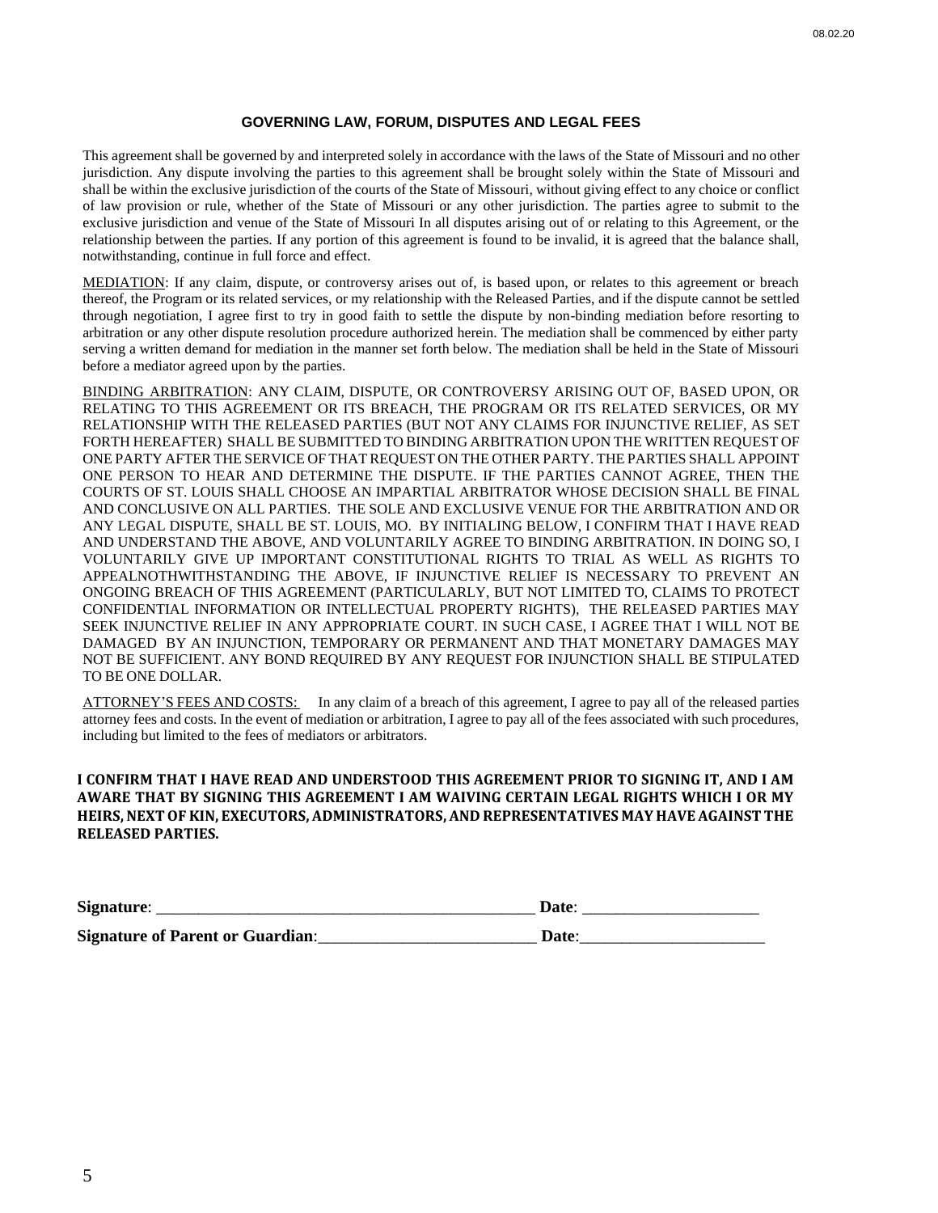## GOVERNING LAW, FORUM, DISPUTES AND LEGAL FEES

This agreement shall be governed by and interpreted solely in accordance with the laws of the State of Missouri and no other jurisdiction. Any dispute involving the parties to this agreement shall be brought solely within the State of Missouri and shall be within the exclusive jurisdiction of the courts of the State of Missouri, without giving effect to any choice or conflict of law provision or rule, whether of the State of Missouri or any other jurisdiction. The parties agree to submit to the exclusive jurisdiction and venue of the State of Missouri In all disputes arising out of or relating to this Agreement, or the relationship between the parties. If any portion of this agreement is found to be invalid, it is agreed that the balance shall, notwithstanding, continue in full force and effect.

MEDIATION: If any claim, dispute, or controversy arises out of, is based upon, or relates to this agreement or breach thereof, the Program or its related services, or my relationship with the Released Parties, and if the dispute cannot be settled through negotiation, I agree first to try in good faith to settle the dispute by non-binding mediation before resorting to arbitration or any other dispute resolution procedure authorized herein. The mediation shall be commenced by either party serving a written demand for mediation in the manner set forth below. The mediation shall be held in the State of Missouri before a mediator agreed upon by the parties.

BINDING ARBITRATION: ANY CLAIM, DISPUTE, OR CONTROVERSY ARISING OUT OF, BASED UPON, OR RELATING TO THIS AGREEMENT OR ITS BREACH, THE PROGRAM OR ITS RELATED SERVICES, OR MY RELATIONSHIP WITH THE RELEASED PARTIES (BUT NOT ANY CLAIMS FOR INJUNCTIVE RELIEF, AS SET FORTH HEREAFTER) SHALL BE SUBMITTED TO BINDING ARBITRATION UPON THE WRITTEN REQUEST OF ONE PARTY AFTER THE SERVICE OF THAT REQUEST ON THE OTHER PARTY. THE PARTIES SHALL APPOINT ONE PERSON TO HEAR AND DETERMINE THE DISPUTE. IF THE PARTIES CANNOT AGREE, THEN THE COURTS OF ST. LOUIS SHALL CHOOSE AN IMPARTIAL ARBITRATOR WHOSE DECISION SHALL BE FINAL AND CONCLUSIVE ON ALL PARTIES. THE SOLE AND EXCLUSIVE VENUE FOR THE ARBITRATION AND OR ANY LEGAL DISPUTE, SHALL BE ST. LOUIS, MO. BY INITIALING BELOW, I CONFIRM THAT I HAVE READ AND UNDERSTAND THE ABOVE, AND VOLUNTARILY AGREE TO BINDING ARBITRATION. IN DOING SO, I VOLUNTARILY GIVE UP IMPORTANT CONSTITUTIONAL RIGHTS TO TRIAL AS WELL AS RIGHTS TO APPEALNOTHWITHSTANDING THE ABOVE, IF INJUNCTIVE RELIEF IS NECESSARY TO PREVENT AN ONGOING BREACH OF THIS AGREEMENT (PARTICULARLY, BUT NOT LIMITED TO, CLAIMS TO PROTECT CONFIDENTIAL INFORMATION OR INTELLECTUAL PROPERTY RIGHTS), THE RELEASED PARTIES MAY SEEK INJUNCTIVE RELIEF IN ANY APPROPRIATE COURT. IN SUCH CASE, I AGREE THAT I WILL NOT BE DAMAGED BY AN INJUNCTION, TEMPORARY OR PERMANENT AND THAT MONETARY DAMAGES MAY NOT BE SUFFICIENT. ANY BOND REQUIRED BY ANY REQUEST FOR INJUNCTION SHALL BE STIPULATED TO BE ONE DOLLAR.

ATTORNEY'S FEES AND COSTS: In any claim of a breach of this agreement, I agree to pay all of the released parties attorney fees and costs. In the event of mediation or arbitration, I agree to pay all of the fees associated with such procedures, including but limited to the fees of mediators or arbitrators.

**I CONFIRM THAT I HAVE READ AND UNDERSTOOD THIS AGREEMENT PRIOR TO SIGNING IT, AND I AM AWARE THAT BY SIGNING THIS AGREEMENT I AM WAIVING CERTAIN LEGAL RIGHTS WHICH I OR MY HEIRS, NEXT OF KIN, EXECUTORS, ADMINISTRATORS, AND REPRESENTATIVES MAY HAVE AGAINST THE RELEASED PARTIES.**

**Signature**: _______________________________________________ **Date**: _____________________

**Signature of Parent or Guardian**:___________________________ **Date**:______________________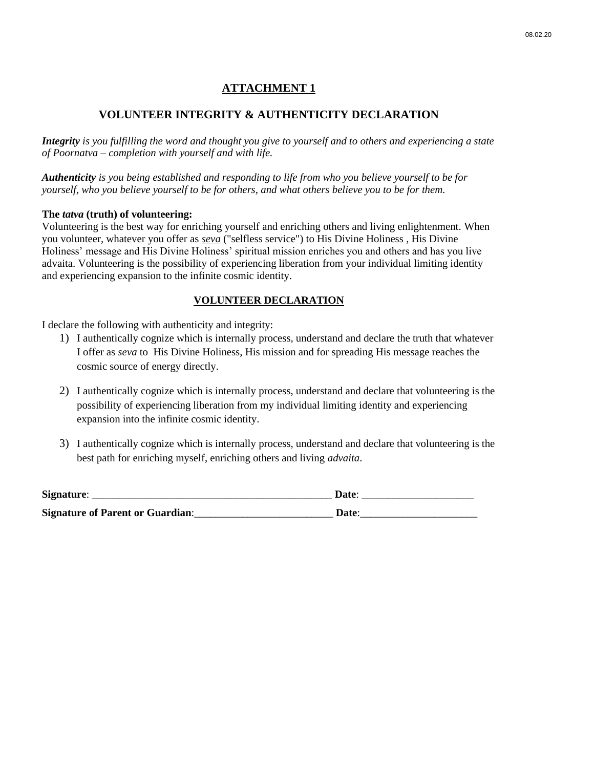## ATTACHMENT 1

## VOLUNTEER INTEGRITY & AUTHENTICITY DECLARATION

***Integrity*** *is you fulfilling the word and thought you give to yourself and to others and experiencing a state of Poornatva – completion with yourself and with life.*

***Authenticity*** *is you being established and responding to life from who you believe yourself to be for yourself, who you believe yourself to be for others, and what others believe you to be for them.*

**The *tatva* (truth) of volunteering:**
Volunteering is the best way for enriching yourself and enriching others and living enlightenment. When you volunteer, whatever you offer as *seva* ("selfless service") to His Divine Holiness , His Divine Holiness' message and His Divine Holiness' spiritual mission enriches you and others and has you live advaita. Volunteering is the possibility of experiencing liberation from your individual limiting identity and experiencing expansion to the infinite cosmic identity.

### VOLUNTEER DECLARATION

I declare the following with authenticity and integrity:

1) I authentically cognize which is internally process, understand and declare the truth that whatever I offer as *seva* to His Divine Holiness, His mission and for spreading His message reaches the cosmic source of energy directly.

2) I authentically cognize which is internally process, understand and declare that volunteering is the possibility of experiencing liberation from my individual limiting identity and experiencing expansion into the infinite cosmic identity.

3) I authentically cognize which is internally process, understand and declare that volunteering is the best path for enriching myself, enriching others and living *advaita*.

**Signature**: ______________________________________________ **Date**: _____________________

**Signature of Parent or Guardian**:__________________________ **Date**:______________________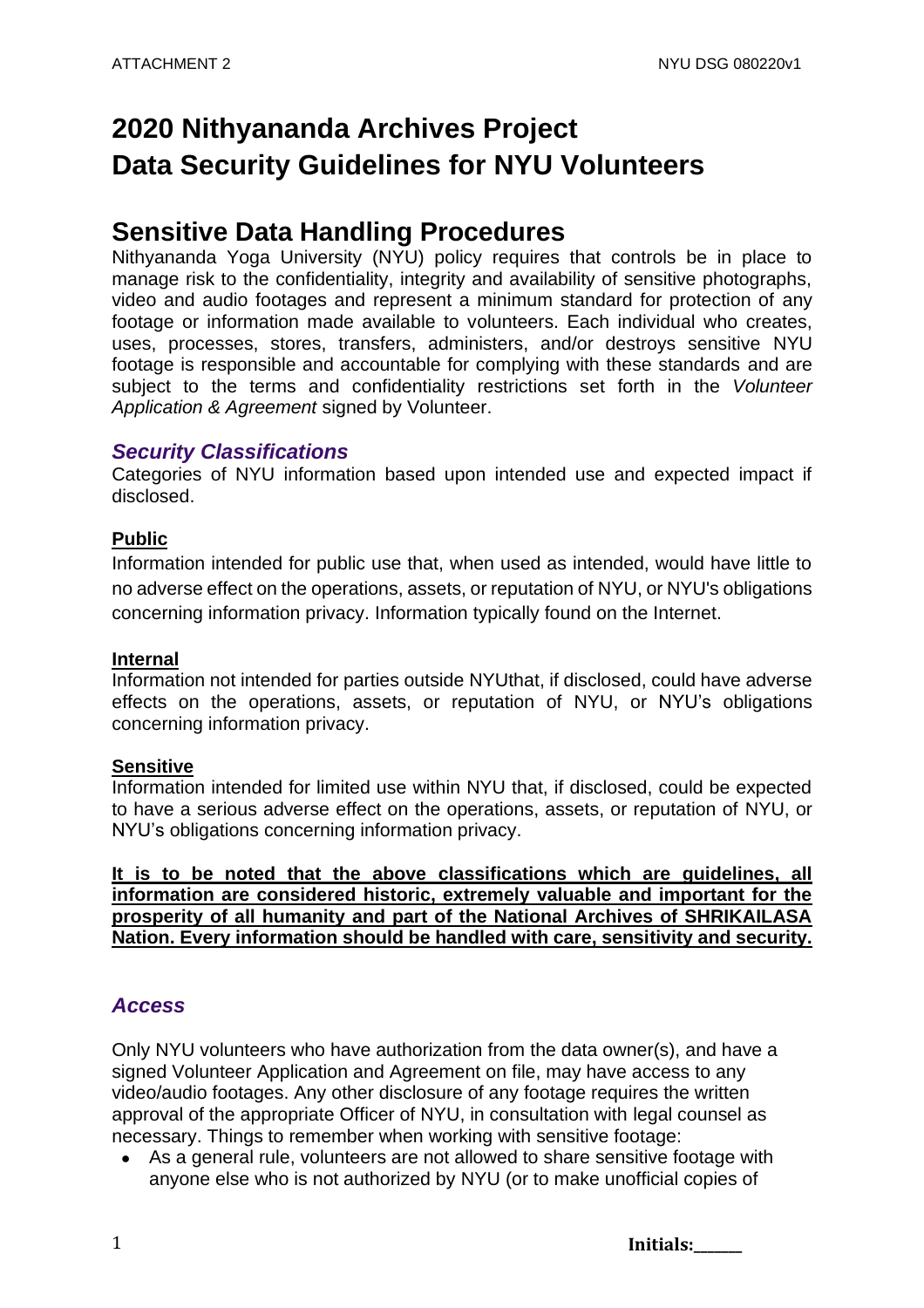# 2020 Nithyananda Archives Project
# Data Security Guidelines for NYU Volunteers

## Sensitive Data Handling Procedures

Nithyananda Yoga University (NYU) policy requires that controls be in place to manage risk to the confidentiality, integrity and availability of sensitive photographs, video and audio footages and represent a minimum standard for protection of any footage or information made available to volunteers. Each individual who creates, uses, processes, stores, transfers, administers, and/or destroys sensitive NYU footage is responsible and accountable for complying with these standards and are subject to the terms and confidentiality restrictions set forth in the *Volunteer Application & Agreement* signed by Volunteer.

### *Security Classifications*

Categories of NYU information based upon intended use and expected impact if disclosed.

**Public**

Information intended for public use that, when used as intended, would have little to no adverse effect on the operations, assets, or reputation of NYU, or NYU's obligations concerning information privacy. Information typically found on the Internet.

**Internal**

Information not intended for parties outside NYUthat, if disclosed, could have adverse effects on the operations, assets, or reputation of NYU, or NYU's obligations concerning information privacy.

**Sensitive**

Information intended for limited use within NYU that, if disclosed, could be expected to have a serious adverse effect on the operations, assets, or reputation of NYU, or NYU's obligations concerning information privacy.

**It is to be noted that the above classifications which are guidelines, all information are considered historic, extremely valuable and important for the prosperity of all humanity and part of the National Archives of SHRIKAILASA Nation. Every information should be handled with care, sensitivity and security.**

### *Access*

Only NYU volunteers who have authorization from the data owner(s), and have a signed Volunteer Application and Agreement on file, may have access to any video/audio footages. Any other disclosure of any footage requires the written approval of the appropriate Officer of NYU, in consultation with legal counsel as necessary. Things to remember when working with sensitive footage:

- As a general rule, volunteers are not allowed to share sensitive footage with anyone else who is not authorized by NYU (or to make unofficial copies of

**Initials:\_\_\_\_\_\_**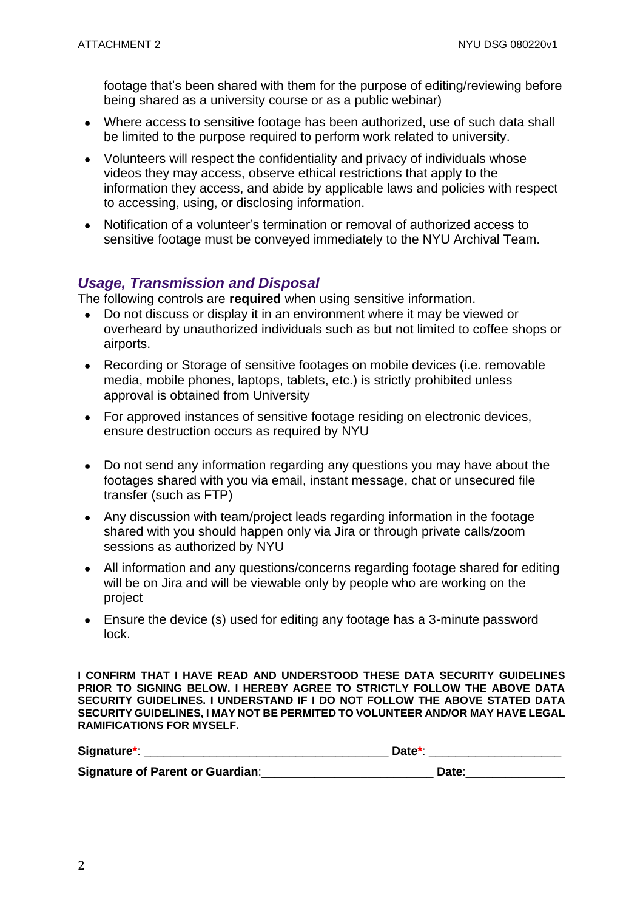footage that's been shared with them for the purpose of editing/reviewing before being shared as a university course or as a public webinar)

- Where access to sensitive footage has been authorized, use of such data shall be limited to the purpose required to perform work related to university.
- Volunteers will respect the confidentiality and privacy of individuals whose videos they may access, observe ethical restrictions that apply to the information they access, and abide by applicable laws and policies with respect to accessing, using, or disclosing information.
- Notification of a volunteer's termination or removal of authorized access to sensitive footage must be conveyed immediately to the NYU Archival Team.

## *Usage, Transmission and Disposal*

The following controls are **required** when using sensitive information.

- Do not discuss or display it in an environment where it may be viewed or overheard by unauthorized individuals such as but not limited to coffee shops or airports.
- Recording or Storage of sensitive footages on mobile devices (i.e. removable media, mobile phones, laptops, tablets, etc.) is strictly prohibited unless approval is obtained from University
- For approved instances of sensitive footage residing on electronic devices, ensure destruction occurs as required by NYU
- Do not send any information regarding any questions you may have about the footages shared with you via email, instant message, chat or unsecured file transfer (such as FTP)
- Any discussion with team/project leads regarding information in the footage shared with you should happen only via Jira or through private calls/zoom sessions as authorized by NYU
- All information and any questions/concerns regarding footage shared for editing will be on Jira and will be viewable only by people who are working on the project
- Ensure the device (s) used for editing any footage has a 3-minute password lock.

**I CONFIRM THAT I HAVE READ AND UNDERSTOOD THESE DATA SECURITY GUIDELINES PRIOR TO SIGNING BELOW. I HEREBY AGREE TO STRICTLY FOLLOW THE ABOVE DATA SECURITY GUIDELINES. I UNDERSTAND IF I DO NOT FOLLOW THE ABOVE STATED DATA SECURITY GUIDELINES, I MAY NOT BE PERMITED TO VOLUNTEER AND/OR MAY HAVE LEGAL RAMIFICATIONS FOR MYSELF.**

**Signature***: ____________________________________ **Date***: ____________________

**Signature of Parent or Guardian**:_________________________ **Date**:_______________